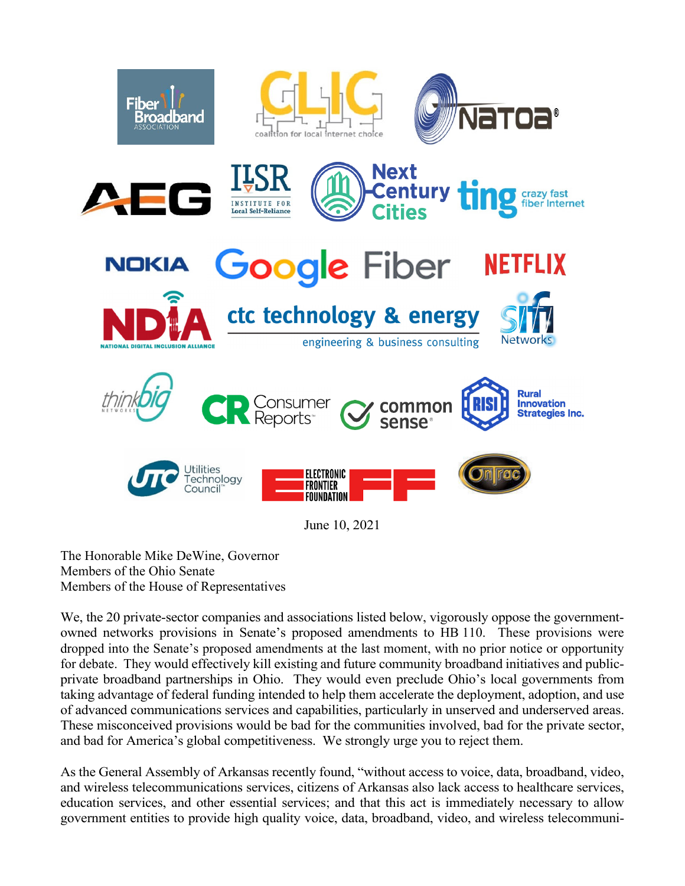June 10, 2021

The Honorable Mike DeWine, Governor
Members of the Ohio Senate
Members of the House of Representatives

We, the 20 private-sector companies and associations listed below, vigorously oppose the government-owned networks provisions in Senate's proposed amendments to HB 110. These provisions were dropped into the Senate's proposed amendments at the last moment, with no prior notice or opportunity for debate. They would effectively kill existing and future community broadband initiatives and public-private broadband partnerships in Ohio. They would even preclude Ohio's local governments from taking advantage of federal funding intended to help them accelerate the deployment, adoption, and use of advanced communications services and capabilities, particularly in unserved and underserved areas. These misconceived provisions would be bad for the communities involved, bad for the private sector, and bad for America's global competitiveness. We strongly urge you to reject them.

As the General Assembly of Arkansas recently found, "without access to voice, data, broadband, video, and wireless telecommunications services, citizens of Arkansas also lack access to healthcare services, education services, and other essential services; and that this act is immediately necessary to allow government entities to provide high quality voice, data, broadband, video, and wireless telecommuni-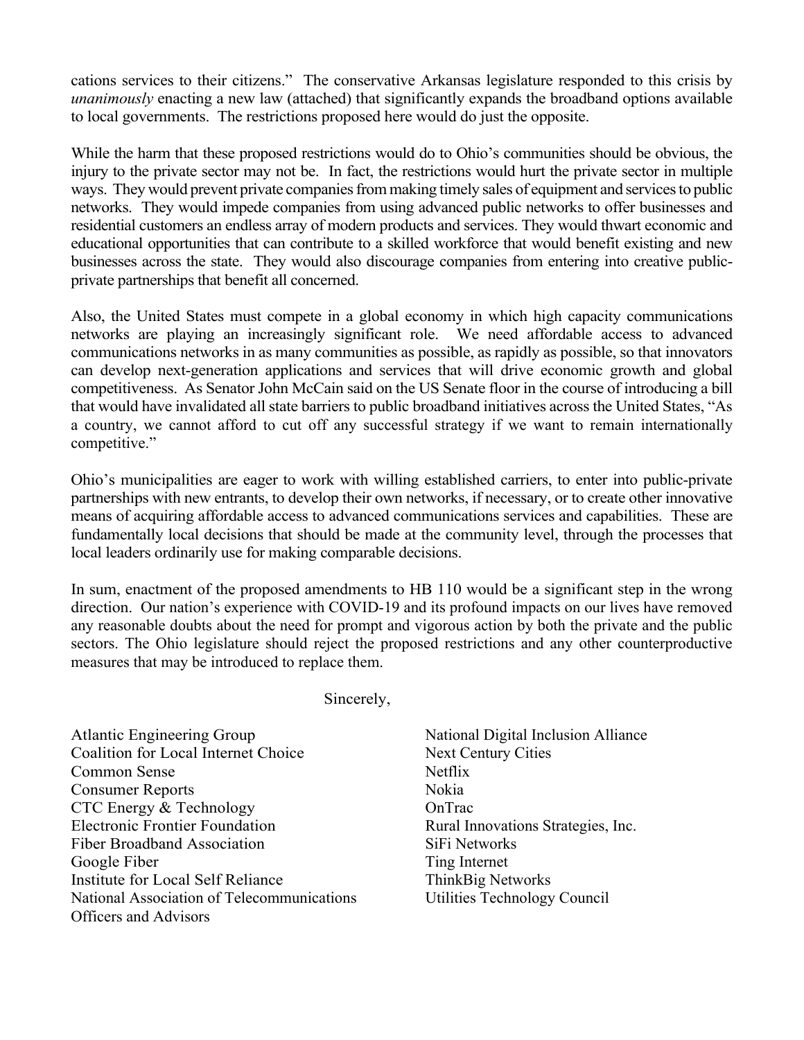cations services to their citizens." The conservative Arkansas legislature responded to this crisis by *unanimously* enacting a new law (attached) that significantly expands the broadband options available to local governments. The restrictions proposed here would do just the opposite.

While the harm that these proposed restrictions would do to Ohio's communities should be obvious, the injury to the private sector may not be. In fact, the restrictions would hurt the private sector in multiple ways. They would prevent private companies from making timely sales of equipment and services to public networks. They would impede companies from using advanced public networks to offer businesses and residential customers an endless array of modern products and services. They would thwart economic and educational opportunities that can contribute to a skilled workforce that would benefit existing and new businesses across the state. They would also discourage companies from entering into creative public-private partnerships that benefit all concerned.

Also, the United States must compete in a global economy in which high capacity communications networks are playing an increasingly significant role. We need affordable access to advanced communications networks in as many communities as possible, as rapidly as possible, so that innovators can develop next-generation applications and services that will drive economic growth and global competitiveness. As Senator John McCain said on the US Senate floor in the course of introducing a bill that would have invalidated all state barriers to public broadband initiatives across the United States, "As a country, we cannot afford to cut off any successful strategy if we want to remain internationally competitive."

Ohio's municipalities are eager to work with willing established carriers, to enter into public-private partnerships with new entrants, to develop their own networks, if necessary, or to create other innovative means of acquiring affordable access to advanced communications services and capabilities. These are fundamentally local decisions that should be made at the community level, through the processes that local leaders ordinarily use for making comparable decisions.

In sum, enactment of the proposed amendments to HB 110 would be a significant step in the wrong direction. Our nation's experience with COVID-19 and its profound impacts on our lives have removed any reasonable doubts about the need for prompt and vigorous action by both the private and the public sectors. The Ohio legislature should reject the proposed restrictions and any other counterproductive measures that may be introduced to replace them.

Sincerely,

Atlantic Engineering Group
Coalition for Local Internet Choice
Common Sense
Consumer Reports
CTC Energy & Technology
Electronic Frontier Foundation
Fiber Broadband Association
Google Fiber
Institute for Local Self Reliance
National Association of Telecommunications Officers and Advisors
National Digital Inclusion Alliance
Next Century Cities
Netflix
Nokia
OnTrac
Rural Innovations Strategies, Inc.
SiFi Networks
Ting Internet
ThinkBig Networks
Utilities Technology Council